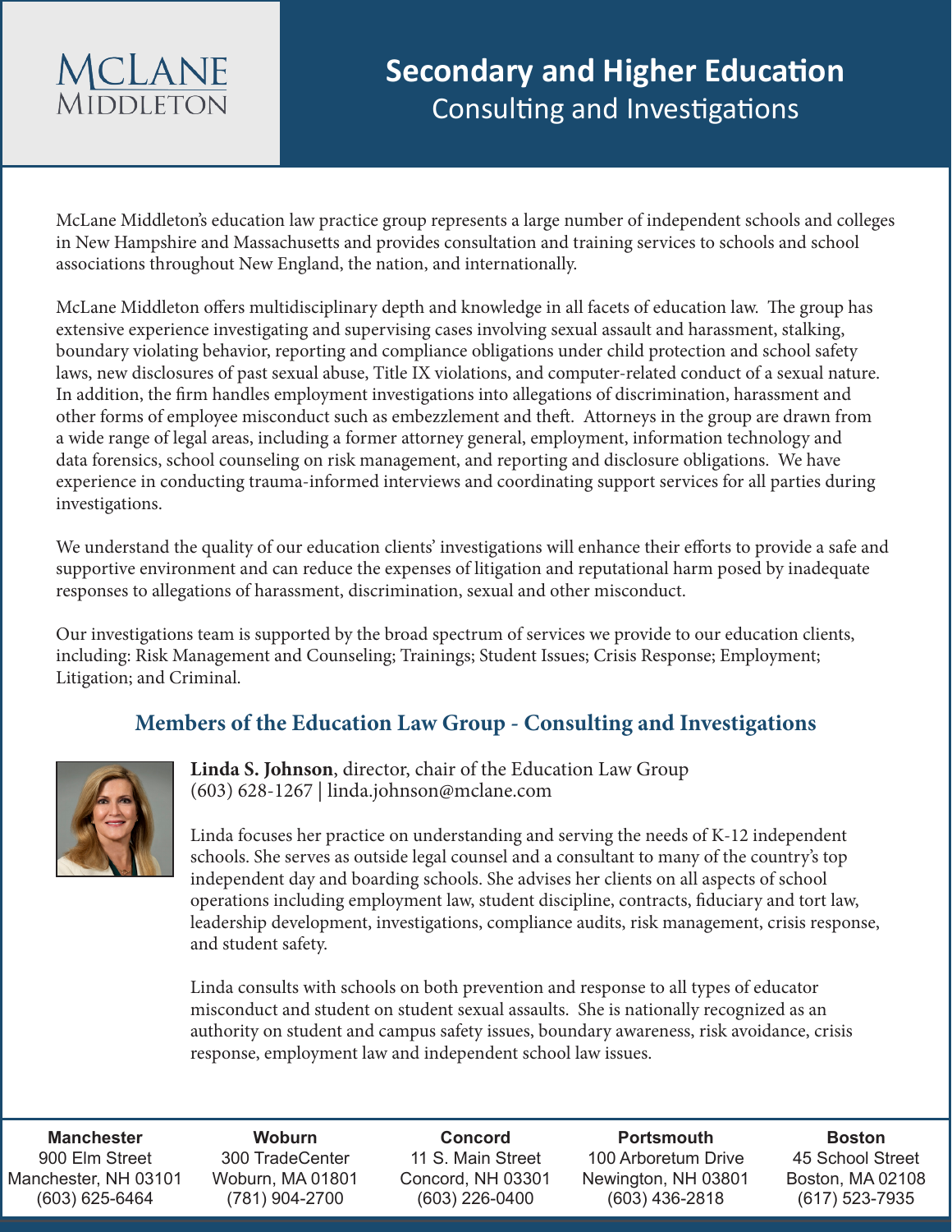# Secondary and Higher Education

## Consulting and Investigations

McLane Middleton's education law practice group represents a large number of independent schools and colleges in New Hampshire and Massachusetts and provides consultation and training services to schools and school associations throughout New England, the nation, and internationally.

McLane Middleton offers multidisciplinary depth and knowledge in all facets of education law. The group has extensive experience investigating and supervising cases involving sexual assault and harassment, stalking, boundary violating behavior, reporting and compliance obligations under child protection and school safety laws, new disclosures of past sexual abuse, Title IX violations, and computer-related conduct of a sexual nature. In addition, the firm handles employment investigations into allegations of discrimination, harassment and other forms of employee misconduct such as embezzlement and theft. Attorneys in the group are drawn from a wide range of legal areas, including a former attorney general, employment, information technology and data forensics, school counseling on risk management, and reporting and disclosure obligations. We have experience in conducting trauma-informed interviews and coordinating support services for all parties during investigations.

We understand the quality of our education clients' investigations will enhance their efforts to provide a safe and supportive environment and can reduce the expenses of litigation and reputational harm posed by inadequate responses to allegations of harassment, discrimination, sexual and other misconduct.

Our investigations team is supported by the broad spectrum of services we provide to our education clients, including: Risk Management and Counseling; Trainings; Student Issues; Crisis Response; Employment; Litigation; and Criminal.

## Members of the Education Law Group - Consulting and Investigations

**Linda S. Johnson**, director, chair of the Education Law Group
(603) 628-1267 | linda.johnson@mclane.com

Linda focuses her practice on understanding and serving the needs of K-12 independent schools. She serves as outside legal counsel and a consultant to many of the country's top independent day and boarding schools. She advises her clients on all aspects of school operations including employment law, student discipline, contracts, fiduciary and tort law, leadership development, investigations, compliance audits, risk management, crisis response, and student safety.

Linda consults with schools on both prevention and response to all types of educator misconduct and student on student sexual assaults. She is nationally recognized as an authority on student and campus safety issues, boundary awareness, risk avoidance, crisis response, employment law and independent school law issues.

| Manchester | Woburn | Concord | Portsmouth | Boston |
|---|---|---|---|---|
| 900 Elm Street | 300 TradeCenter | 11 S. Main Street | 100 Arboretum Drive | 45 School Street |
| Manchester, NH 03101 | Woburn, MA 01801 | Concord, NH 03301 | Newington, NH 03801 | Boston, MA 02108 |
| (603) 625-6464 | (781) 904-2700 | (603) 226-0400 | (603) 436-2818 | (617) 523-7935 |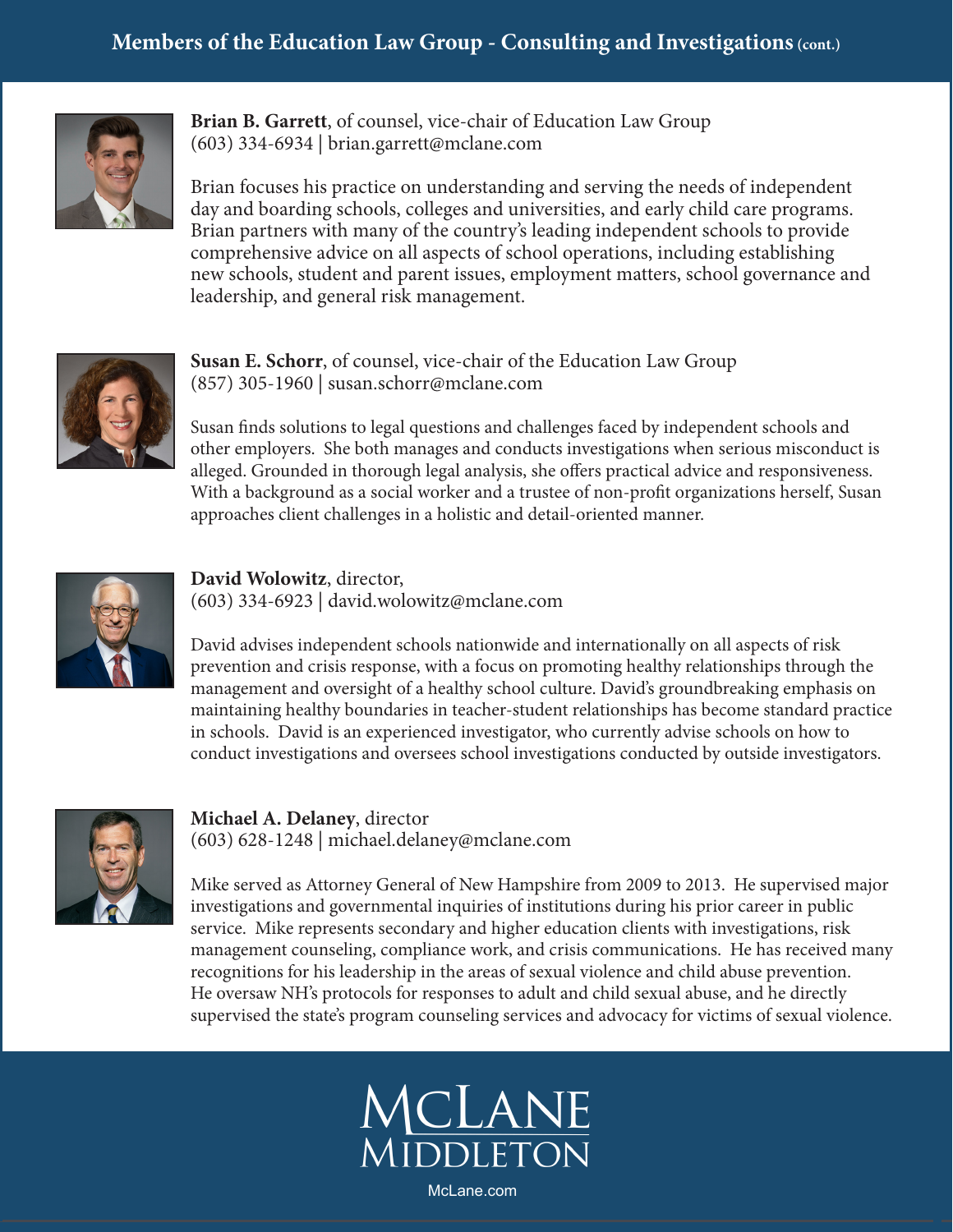## Members of the Education Law Group - Consulting and Investigations (cont.)

**Brian B. Garrett**, of counsel, vice-chair of Education Law Group
(603) 334-6934 | brian.garrett@mclane.com

Brian focuses his practice on understanding and serving the needs of independent day and boarding schools, colleges and universities, and early child care programs. Brian partners with many of the country's leading independent schools to provide comprehensive advice on all aspects of school operations, including establishing new schools, student and parent issues, employment matters, school governance and leadership, and general risk management.

**Susan E. Schorr**, of counsel, vice-chair of the Education Law Group
(857) 305-1960 | susan.schorr@mclane.com

Susan finds solutions to legal questions and challenges faced by independent schools and other employers. She both manages and conducts investigations when serious misconduct is alleged. Grounded in thorough legal analysis, she offers practical advice and responsiveness. With a background as a social worker and a trustee of non-profit organizations herself, Susan approaches client challenges in a holistic and detail-oriented manner.

**David Wolowitz**, director,
(603) 334-6923 | david.wolowitz@mclane.com

David advises independent schools nationwide and internationally on all aspects of risk prevention and crisis response, with a focus on promoting healthy relationships through the management and oversight of a healthy school culture. David's groundbreaking emphasis on maintaining healthy boundaries in teacher-student relationships has become standard practice in schools. David is an experienced investigator, who currently advise schools on how to conduct investigations and oversees school investigations conducted by outside investigators.

**Michael A. Delaney**, director
(603) 628-1248 | michael.delaney@mclane.com

Mike served as Attorney General of New Hampshire from 2009 to 2013. He supervised major investigations and governmental inquiries of institutions during his prior career in public service. Mike represents secondary and higher education clients with investigations, risk management counseling, compliance work, and crisis communications. He has received many recognitions for his leadership in the areas of sexual violence and child abuse prevention. He oversaw NH's protocols for responses to adult and child sexual abuse, and he directly supervised the state's program counseling services and advocacy for victims of sexual violence.

MCLANE MIDDLETON

McLane.com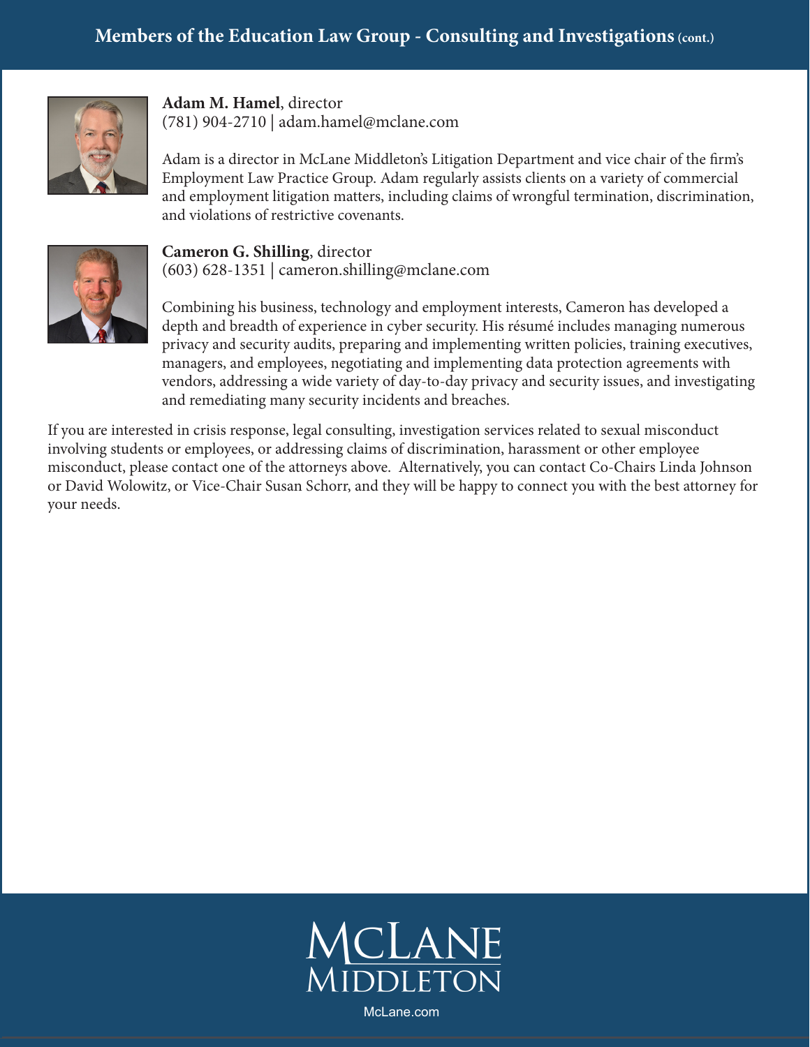## Members of the Education Law Group - Consulting and Investigations (cont.)

**Adam M. Hamel**, director
(781) 904-2710 | adam.hamel@mclane.com

Adam is a director in McLane Middleton's Litigation Department and vice chair of the firm's Employment Law Practice Group. Adam regularly assists clients on a variety of commercial and employment litigation matters, including claims of wrongful termination, discrimination, and violations of restrictive covenants.

**Cameron G. Shilling**, director
(603) 628-1351 | cameron.shilling@mclane.com

Combining his business, technology and employment interests, Cameron has developed a depth and breadth of experience in cyber security. His résumé includes managing numerous privacy and security audits, preparing and implementing written policies, training executives, managers, and employees, negotiating and implementing data protection agreements with vendors, addressing a wide variety of day-to-day privacy and security issues, and investigating and remediating many security incidents and breaches.

If you are interested in crisis response, legal consulting, investigation services related to sexual misconduct involving students or employees, or addressing claims of discrimination, harassment or other employee misconduct, please contact one of the attorneys above. Alternatively, you can contact Co-Chairs Linda Johnson or David Wolowitz, or Vice-Chair Susan Schorr, and they will be happy to connect you with the best attorney for your needs.

McLane Middleton

McLane.com